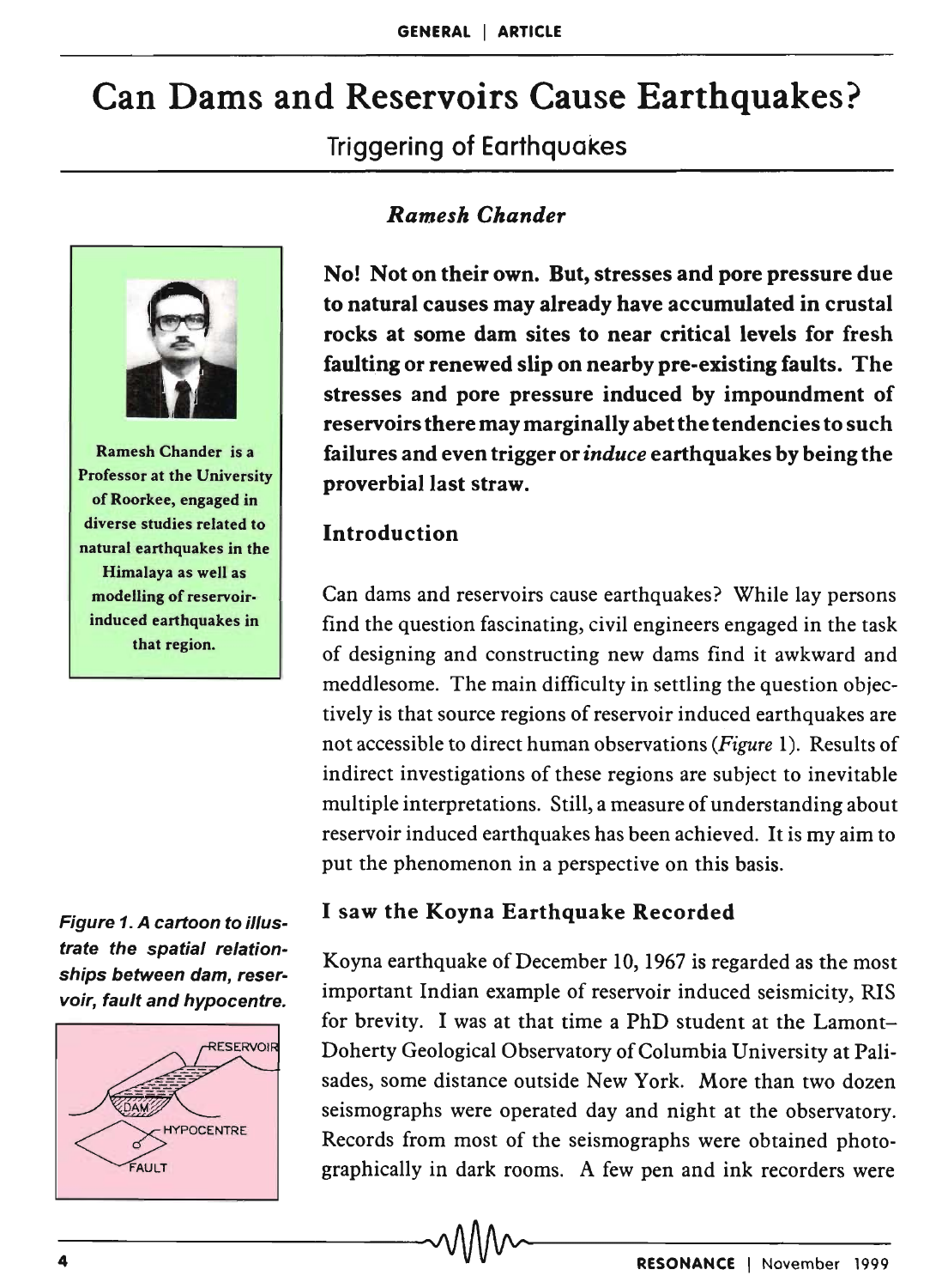# Can Dams and Reservoirs Cause Earthquakes?

## Triggering of Earthquakes

*Ramesh Chander*

Ramesh Chander is a Professor at the University of Roorkee, engaged in diverse studies related to natural earthquakes in the Himalaya as well as modelling of reservoir-induced earthquakes in that region.

**No! Not on their own. But, stresses and pore pressure due to natural causes may already have accumulated in crustal rocks at some dam sites to near critical levels for fresh faulting or renewed slip on nearby pre-existing faults. The stresses and pore pressure induced by impoundment of reservoirs there may marginally abet the tendencies to such failures and even trigger or *induce* earthquakes by being the proverbial last straw.**

### Introduction

Can dams and reservoirs cause earthquakes? While lay persons find the question fascinating, civil engineers engaged in the task of designing and constructing new dams find it awkward and meddlesome. The main difficulty in settling the question objectively is that source regions of reservoir induced earthquakes are not accessible to direct human observations (*Figure* 1). Results of indirect investigations of these regions are subject to inevitable multiple interpretations. Still, a measure of understanding about reservoir induced earthquakes has been achieved. It is my aim to put the phenomenon in a perspective on this basis.

*Figure 1. A cartoon to illustrate the spatial relationships between dam, reservoir, fault and hypocentre.*

### I saw the Koyna Earthquake Recorded

Koyna earthquake of December 10, 1967 is regarded as the most important Indian example of reservoir induced seismicity, RIS for brevity. I was at that time a PhD student at the Lamont–Doherty Geological Observatory of Columbia University at Palisades, some distance outside New York. More than two dozen seismographs were operated day and night at the observatory. Records from most of the seismographs were obtained photographically in dark rooms. A few pen and ink recorders were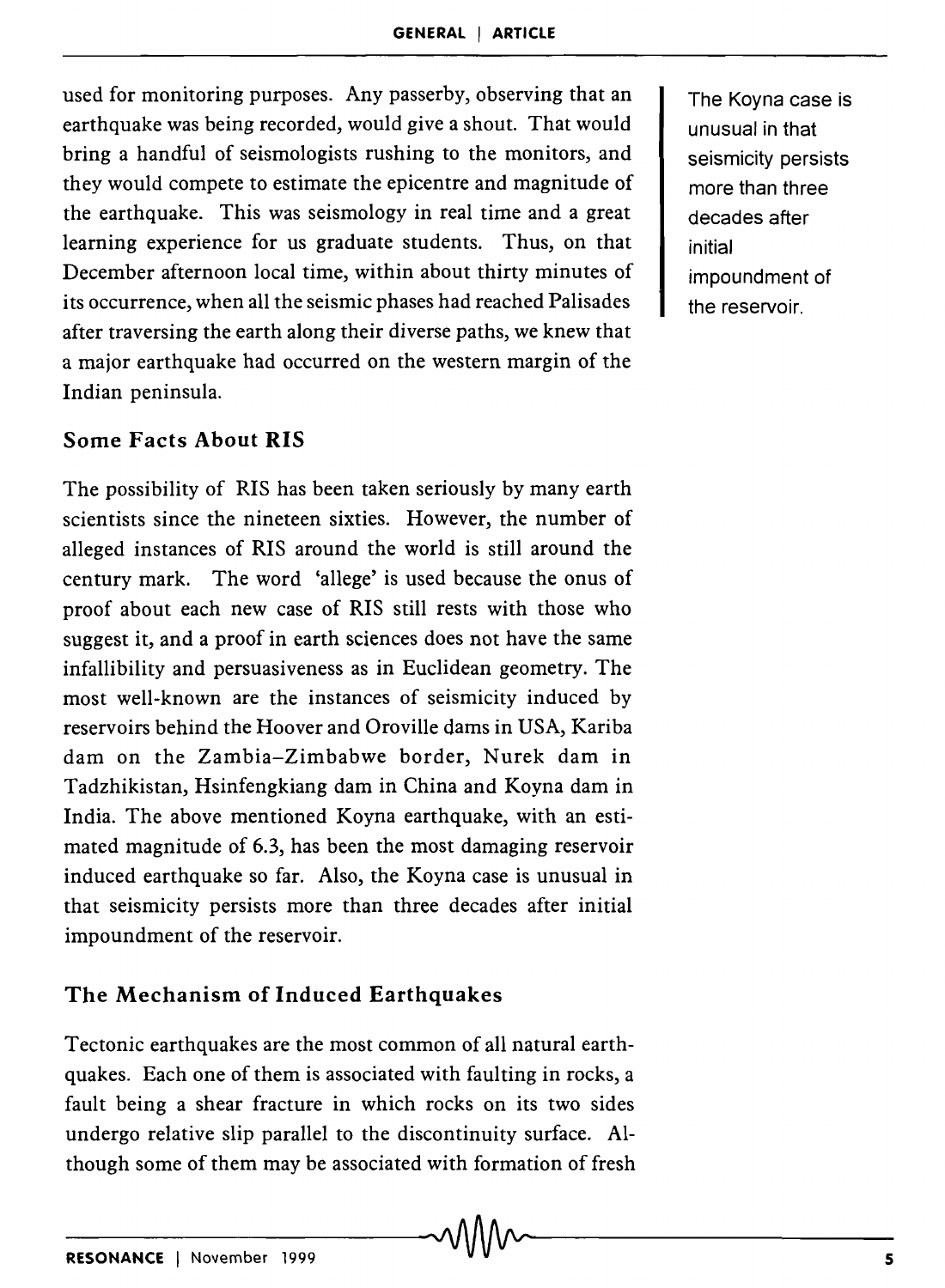used for monitoring purposes. Any passerby, observing that an earthquake was being recorded, would give a shout. That would bring a handful of seismologists rushing to the monitors, and they would compete to estimate the epicentre and magnitude of the earthquake. This was seismology in real time and a great learning experience for us graduate students. Thus, on that December afternoon local time, within about thirty minutes of its occurrence, when all the seismic phases had reached Palisades after traversing the earth along their diverse paths, we knew that a major earthquake had occurred on the western margin of the Indian peninsula.

The Koyna case is unusual in that seismicity persists more than three decades after initial impoundment of the reservoir.

## Some Facts About RIS

The possibility of RIS has been taken seriously by many earth scientists since the nineteen sixties. However, the number of alleged instances of RIS around the world is still around the century mark. The word 'allege' is used because the onus of proof about each new case of RIS still rests with those who suggest it, and a proof in earth sciences does not have the same infallibility and persuasiveness as in Euclidean geometry. The most well-known are the instances of seismicity induced by reservoirs behind the Hoover and Oroville dams in USA, Kariba dam on the Zambia–Zimbabwe border, Nurek dam in Tadzhikistan, Hsinfengkiang dam in China and Koyna dam in India. The above mentioned Koyna earthquake, with an estimated magnitude of 6.3, has been the most damaging reservoir induced earthquake so far. Also, the Koyna case is unusual in that seismicity persists more than three decades after initial impoundment of the reservoir.

## The Mechanism of Induced Earthquakes

Tectonic earthquakes are the most common of all natural earthquakes. Each one of them is associated with faulting in rocks, a fault being a shear fracture in which rocks on its two sides undergo relative slip parallel to the discontinuity surface. Although some of them may be associated with formation of fresh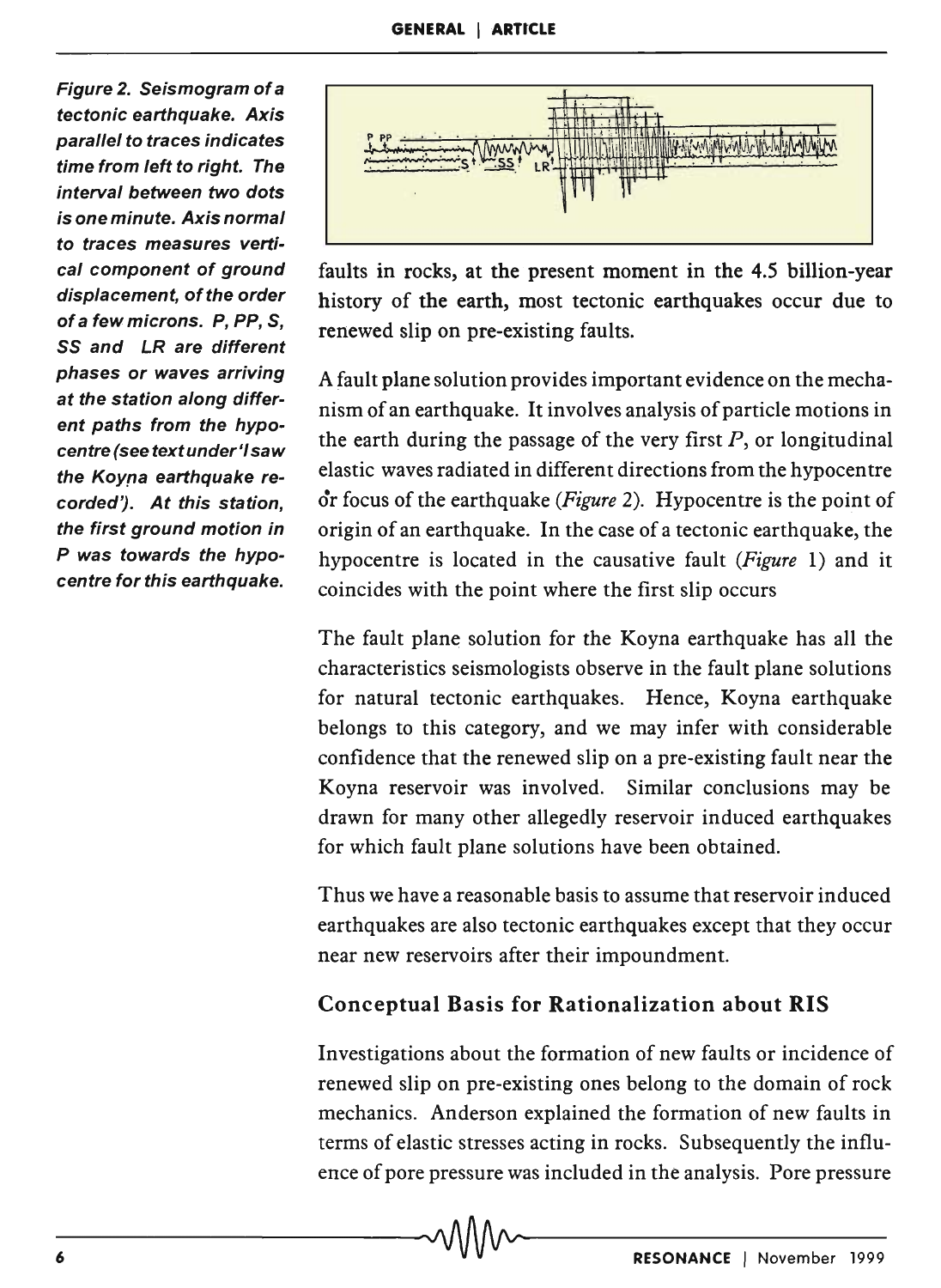Figure 2. Seismogram of a tectonic earthquake. Axis parallel to traces indicates time from left to right. The interval between two dots is one minute. Axis normal to traces measures vertical component of ground displacement, of the order of a few microns. P, PP, S, SS and LR are different phases or waves arriving at the station along different paths from the hypocentre (see text under 'I saw the Koyna earthquake recorded'). At this station, the first ground motion in P was towards the hypocentre for this earthquake.

faults in rocks, at the present moment in the 4.5 billion-year history of the earth, most tectonic earthquakes occur due to renewed slip on pre-existing faults.

A fault plane solution provides important evidence on the mechanism of an earthquake. It involves analysis of particle motions in the earth during the passage of the very first $P$, or longitudinal elastic waves radiated in different directions from the hypocentre or focus of the earthquake (*Figure* 2). Hypocentre is the point of origin of an earthquake. In the case of a tectonic earthquake, the hypocentre is located in the causative fault (*Figure* 1) and it coincides with the point where the first slip occurs

The fault plane solution for the Koyna earthquake has all the characteristics seismologists observe in the fault plane solutions for natural tectonic earthquakes. Hence, Koyna earthquake belongs to this category, and we may infer with considerable confidence that the renewed slip on a pre-existing fault near the Koyna reservoir was involved. Similar conclusions may be drawn for many other allegedly reservoir induced earthquakes for which fault plane solutions have been obtained.

Thus we have a reasonable basis to assume that reservoir induced earthquakes are also tectonic earthquakes except that they occur near new reservoirs after their impoundment.

## Conceptual Basis for Rationalization about RIS

Investigations about the formation of new faults or incidence of renewed slip on pre-existing ones belong to the domain of rock mechanics. Anderson explained the formation of new faults in terms of elastic stresses acting in rocks. Subsequently the influence of pore pressure was included in the analysis. Pore pressure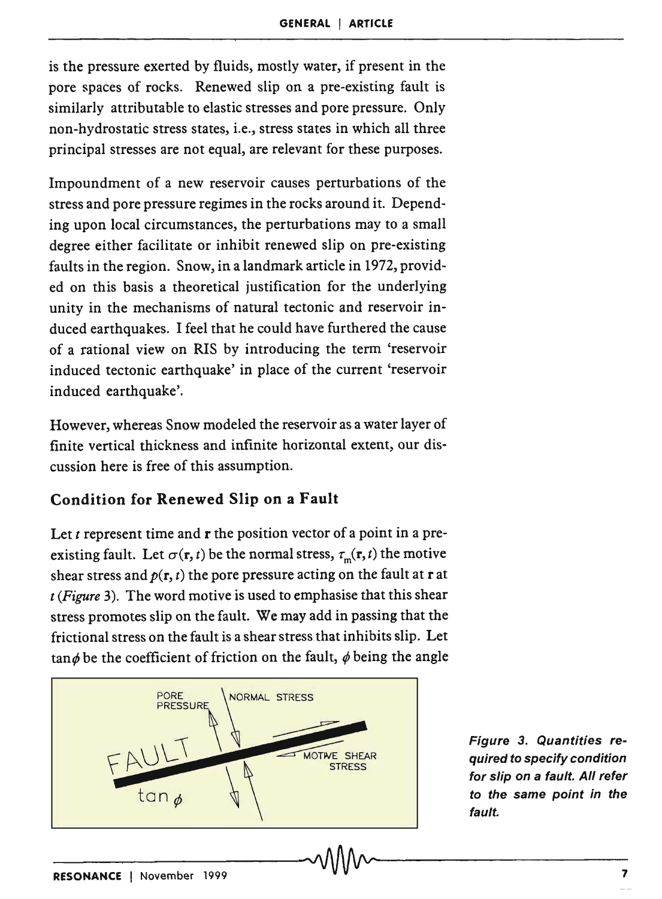is the pressure exerted by fluids, mostly water, if present in the pore spaces of rocks. Renewed slip on a pre-existing fault is similarly attributable to elastic stresses and pore pressure. Only non-hydrostatic stress states, i.e., stress states in which all three principal stresses are not equal, are relevant for these purposes.

Impoundment of a new reservoir causes perturbations of the stress and pore pressure regimes in the rocks around it. Depending upon local circumstances, the perturbations may to a small degree either facilitate or inhibit renewed slip on pre-existing faults in the region. Snow, in a landmark article in 1972, provided on this basis a theoretical justification for the underlying unity in the mechanisms of natural tectonic and reservoir induced earthquakes. I feel that he could have furthered the cause of a rational view on RIS by introducing the term 'reservoir induced tectonic earthquake' in place of the current 'reservoir induced earthquake'.

However, whereas Snow modeled the reservoir as a water layer of finite vertical thickness and infinite horizontal extent, our discussion here is free of this assumption.

## Condition for Renewed Slip on a Fault

Let $t$ represent time and $\mathbf{r}$ the position vector of a point in a pre-existing fault. Let $\sigma(\mathbf{r}, t)$ be the normal stress, $\tau_m(\mathbf{r}, t)$ the motive shear stress and $p(\mathbf{r}, t)$ the pore pressure acting on the fault at $\mathbf{r}$ at $t$ (*Figure* 3). The word motive is used to emphasise that this shear stress promotes slip on the fault. We may add in passing that the frictional stress on the fault is a shear stress that inhibits slip. Let $\tan\phi$ be the coefficient of friction on the fault, $\phi$ being the angle

***Figure 3. Quantities required to specify condition for slip on a fault. All refer to the same point in the fault.***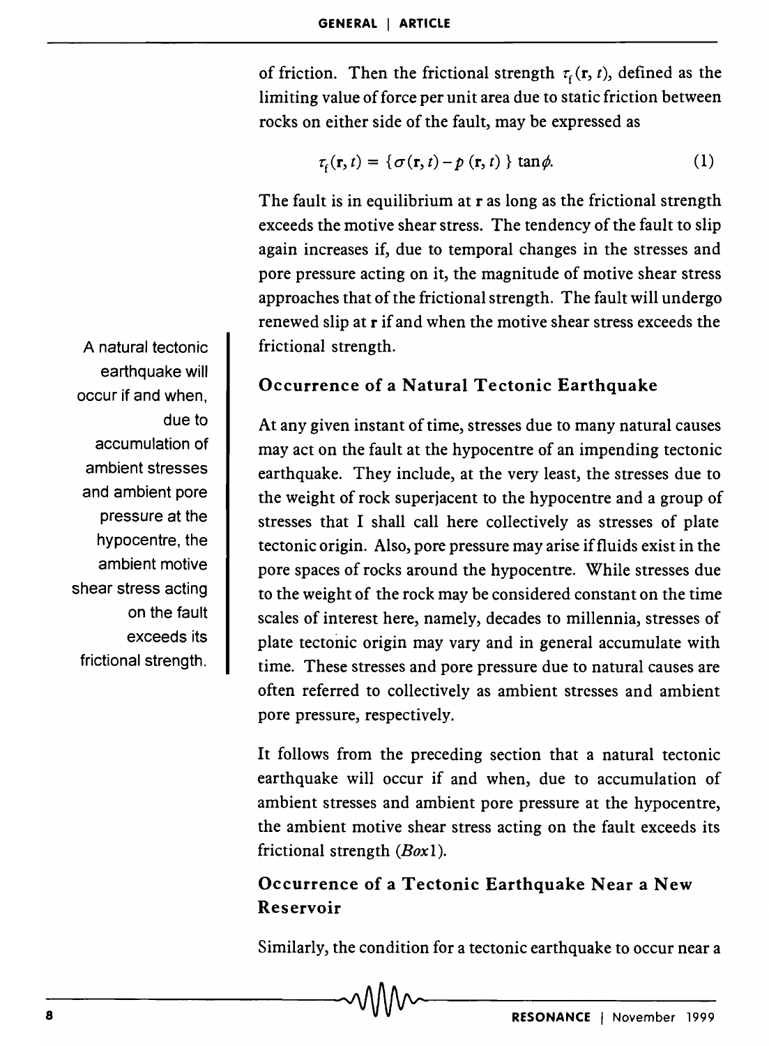of friction. Then the frictional strength $\tau_f(\mathbf{r}, t)$, defined as the limiting value of force per unit area due to static friction between rocks on either side of the fault, may be expressed as

$$\tau_f(\mathbf{r}, t) = \{\sigma(\mathbf{r}, t) - p(\mathbf{r}, t)\} \tan\phi. \tag{1}$$

The fault is in equilibrium at **r** as long as the frictional strength exceeds the motive shear stress. The tendency of the fault to slip again increases if, due to temporal changes in the stresses and pore pressure acting on it, the magnitude of motive shear stress approaches that of the frictional strength. The fault will undergo renewed slip at **r** if and when the motive shear stress exceeds the frictional strength.

A natural tectonic earthquake will occur if and when, due to accumulation of ambient stresses and ambient pore pressure at the hypocentre, the ambient motive shear stress acting on the fault exceeds its frictional strength.

### Occurrence of a Natural Tectonic Earthquake

At any given instant of time, stresses due to many natural causes may act on the fault at the hypocentre of an impending tectonic earthquake. They include, at the very least, the stresses due to the weight of rock superjacent to the hypocentre and a group of stresses that I shall call here collectively as stresses of plate tectonic origin. Also, pore pressure may arise if fluids exist in the pore spaces of rocks around the hypocentre. While stresses due to the weight of the rock may be considered constant on the time scales of interest here, namely, decades to millennia, stresses of plate tectonic origin may vary and in general accumulate with time. These stresses and pore pressure due to natural causes are often referred to collectively as ambient stresses and ambient pore pressure, respectively.

It follows from the preceding section that a natural tectonic earthquake will occur if and when, due to accumulation of ambient stresses and ambient pore pressure at the hypocentre, the ambient motive shear stress acting on the fault exceeds its frictional strength (*Box*1).

### Occurrence of a Tectonic Earthquake Near a New Reservoir

Similarly, the condition for a tectonic earthquake to occur near a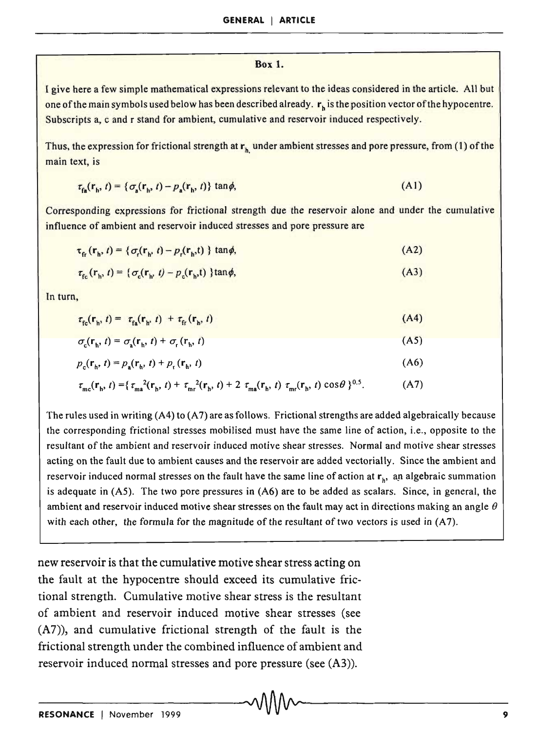**Box 1.**

I give here a few simple mathematical expressions relevant to the ideas considered in the article. All but one of the main symbols used below has been described already. $\mathbf{r}_h$ is the position vector of the hypocentre. Subscripts a, c and r stand for ambient, cumulative and reservoir induced respectively.

Thus, the expression for frictional strength at $\mathbf{r}_h$ under ambient stresses and pore pressure, from (1) of the main text, is

$$\tau_{fa}(\mathbf{r}_h, t) = \{\sigma_a(\mathbf{r}_h, t) - p_a(\mathbf{r}_h, t)\} \tan\phi, \qquad \text{(A1)}$$

Corresponding expressions for frictional strength due the reservoir alone and under the cumulative influence of ambient and reservoir induced stresses and pore pressure are

$$\tau_{fr}(\mathbf{r}_h, t) = \{\sigma_r(\mathbf{r}_h, t) - p_r(\mathbf{r}_h, t)\} \tan\phi, \qquad \text{(A2)}$$

$$\tau_{fc}(\mathbf{r}_h, t) = \{\sigma_c(\mathbf{r}_h, t) - p_c(\mathbf{r}_h, t)\} \tan\phi, \qquad \text{(A3)}$$

In turn,

$$\tau_{fc}(\mathbf{r}_h, t) = \tau_{fa}(\mathbf{r}_h, t) + \tau_{fr}(\mathbf{r}_h, t) \qquad \text{(A4)}$$

$$\sigma_c(\mathbf{r}_h, t) = \sigma_a(\mathbf{r}_h, t) + \sigma_r(\mathbf{r}_h, t) \qquad \text{(A5)}$$

$$p_c(\mathbf{r}_h, t) = p_a(\mathbf{r}_h, t) + p_r(\mathbf{r}_h, t) \qquad \text{(A6)}$$

$$\tau_{mc}(\mathbf{r}_h, t) = \{\tau_{ma}^2(\mathbf{r}_h, t) + \tau_{mr}^2(\mathbf{r}_h, t) + 2\, \tau_{ma}(\mathbf{r}_h, t)\, \tau_{mr}(\mathbf{r}_h, t) \cos\theta\}^{0.5}. \qquad \text{(A7)}$$

The rules used in writing (A4) to (A7) are as follows. Frictional strengths are added algebraically because the corresponding frictional stresses mobilised must have the same line of action, i.e., opposite to the resultant of the ambient and reservoir induced motive shear stresses. Normal and motive shear stresses acting on the fault due to ambient causes and the reservoir are added vectorially. Since the ambient and reservoir induced normal stresses on the fault have the same line of action at $\mathbf{r}_h$, an algebraic summation is adequate in (A5). The two pore pressures in (A6) are to be added as scalars. Since, in general, the ambient and reservoir induced motive shear stresses on the fault may act in directions making an angle $\theta$ with each other, the formula for the magnitude of the resultant of two vectors is used in (A7).

new reservoir is that the cumulative motive shear stress acting on the fault at the hypocentre should exceed its cumulative frictional strength. Cumulative motive shear stress is the resultant of ambient and reservoir induced motive shear stresses (see (A7)), and cumulative frictional strength of the fault is the frictional strength under the combined influence of ambient and reservoir induced normal stresses and pore pressure (see (A3)).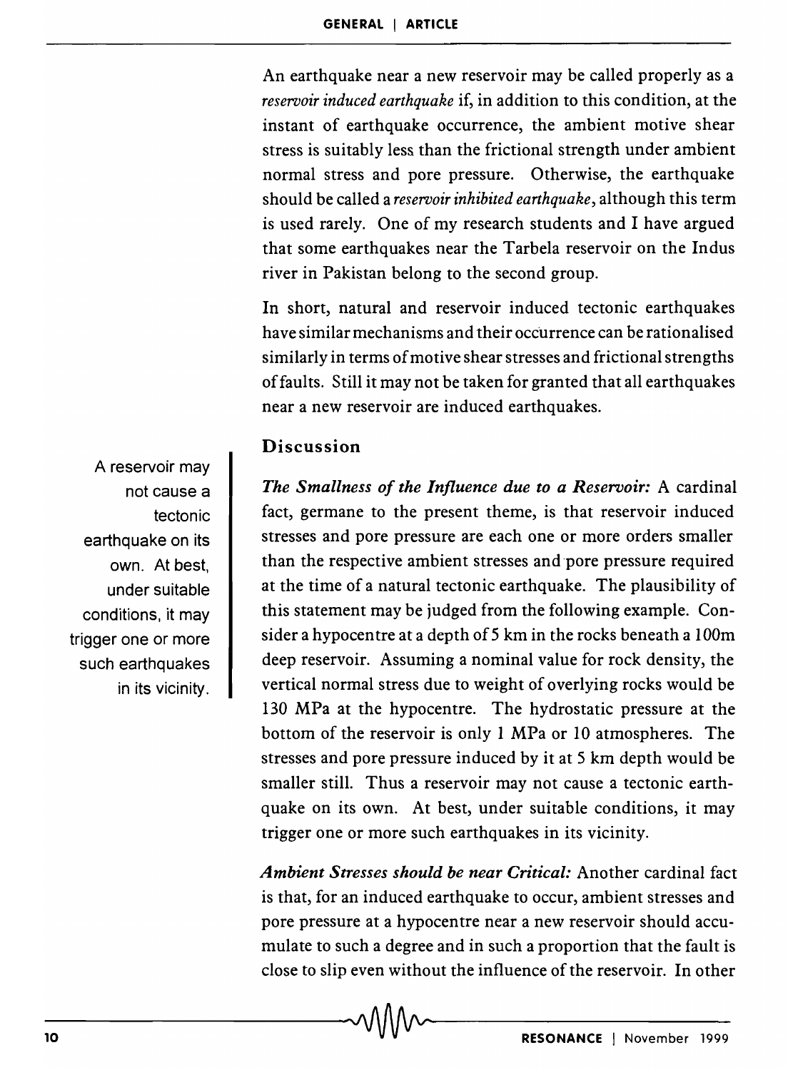An earthquake near a new reservoir may be called properly as a *reservoir induced earthquake* if, in addition to this condition, at the instant of earthquake occurrence, the ambient motive shear stress is suitably less than the frictional strength under ambient normal stress and pore pressure. Otherwise, the earthquake should be called a *reservoir inhibited earthquake*, although this term is used rarely. One of my research students and I have argued that some earthquakes near the Tarbela reservoir on the Indus river in Pakistan belong to the second group.

In short, natural and reservoir induced tectonic earthquakes have similar mechanisms and their occurrence can be rationalised similarly in terms of motive shear stresses and frictional strengths of faults. Still it may not be taken for granted that all earthquakes near a new reservoir are induced earthquakes.

## Discussion

A reservoir may not cause a tectonic earthquake on its own. At best, under suitable conditions, it may trigger one or more such earthquakes in its vicinity.

***The Smallness of the Influence due to a Reservoir:*** A cardinal fact, germane to the present theme, is that reservoir induced stresses and pore pressure are each one or more orders smaller than the respective ambient stresses and pore pressure required at the time of a natural tectonic earthquake. The plausibility of this statement may be judged from the following example. Consider a hypocentre at a depth of 5 km in the rocks beneath a 100m deep reservoir. Assuming a nominal value for rock density, the vertical normal stress due to weight of overlying rocks would be 130 MPa at the hypocentre. The hydrostatic pressure at the bottom of the reservoir is only 1 MPa or 10 atmospheres. The stresses and pore pressure induced by it at 5 km depth would be smaller still. Thus a reservoir may not cause a tectonic earthquake on its own. At best, under suitable conditions, it may trigger one or more such earthquakes in its vicinity.

***Ambient Stresses should be near Critical:*** Another cardinal fact is that, for an induced earthquake to occur, ambient stresses and pore pressure at a hypocentre near a new reservoir should accumulate to such a degree and in such a proportion that the fault is close to slip even without the influence of the reservoir. In other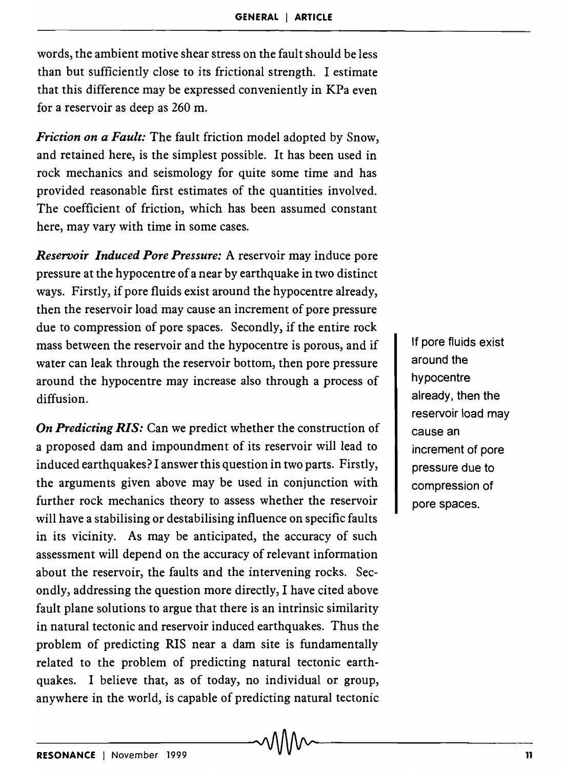words, the ambient motive shear stress on the fault should be less than but sufficiently close to its frictional strength. I estimate that this difference may be expressed conveniently in KPa even for a reservoir as deep as 260 m.

***Friction on a Fault:*** The fault friction model adopted by Snow, and retained here, is the simplest possible. It has been used in rock mechanics and seismology for quite some time and has provided reasonable first estimates of the quantities involved. The coefficient of friction, which has been assumed constant here, may vary with time in some cases.

***Reservoir Induced Pore Pressure:*** A reservoir may induce pore pressure at the hypocentre of a near by earthquake in two distinct ways. Firstly, if pore fluids exist around the hypocentre already, then the reservoir load may cause an increment of pore pressure due to compression of pore spaces. Secondly, if the entire rock mass between the reservoir and the hypocentre is porous, and if water can leak through the reservoir bottom, then pore pressure around the hypocentre may increase also through a process of diffusion.

> If pore fluids exist around the hypocentre already, then the reservoir load may cause an increment of pore pressure due to compression of pore spaces.

***On Predicting RIS:*** Can we predict whether the construction of a proposed dam and impoundment of its reservoir will lead to induced earthquakes? I answer this question in two parts. Firstly, the arguments given above may be used in conjunction with further rock mechanics theory to assess whether the reservoir will have a stabilising or destabilising influence on specific faults in its vicinity. As may be anticipated, the accuracy of such assessment will depend on the accuracy of relevant information about the reservoir, the faults and the intervening rocks. Secondly, addressing the question more directly, I have cited above fault plane solutions to argue that there is an intrinsic similarity in natural tectonic and reservoir induced earthquakes. Thus the problem of predicting RIS near a dam site is fundamentally related to the problem of predicting natural tectonic earthquakes. I believe that, as of today, no individual or group, anywhere in the world, is capable of predicting natural tectonic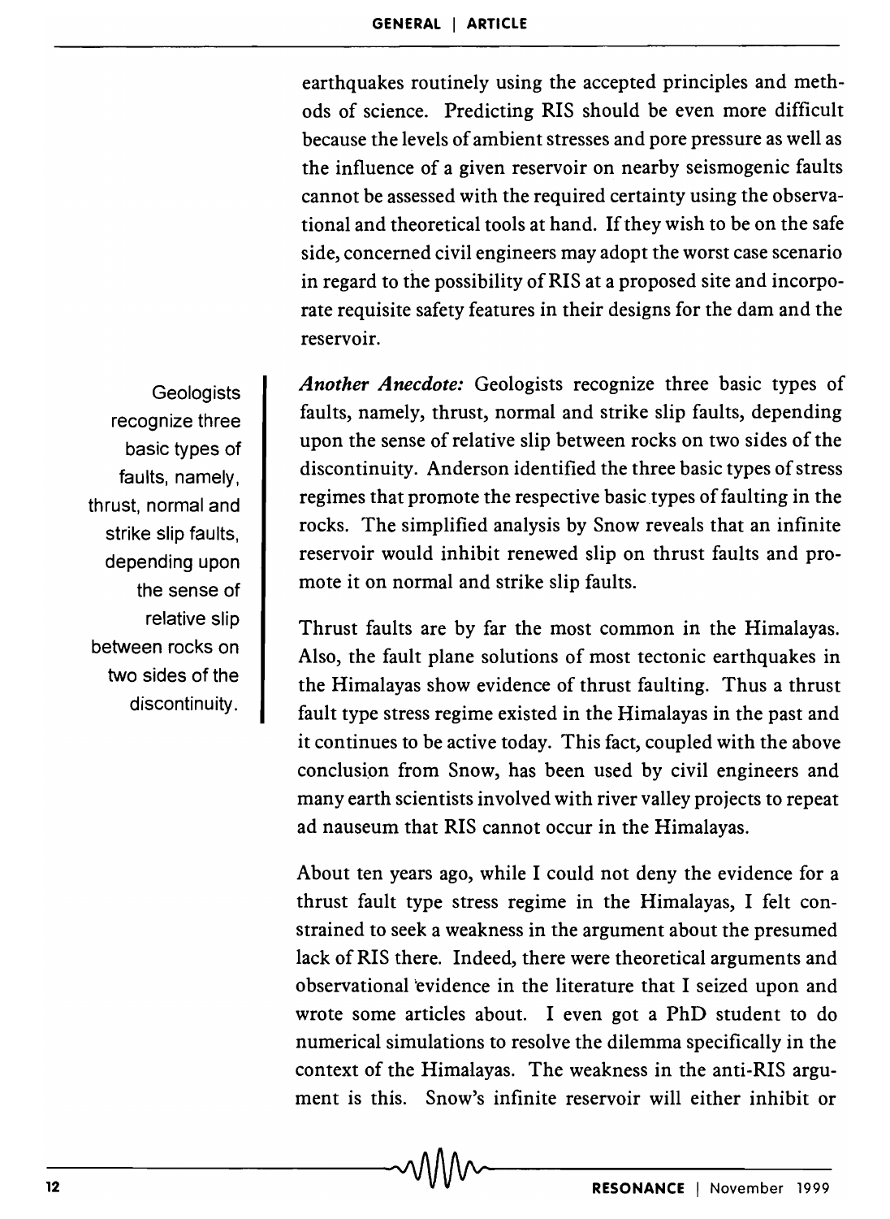earthquakes routinely using the accepted principles and methods of science. Predicting RIS should be even more difficult because the levels of ambient stresses and pore pressure as well as the influence of a given reservoir on nearby seismogenic faults cannot be assessed with the required certainty using the observational and theoretical tools at hand. If they wish to be on the safe side, concerned civil engineers may adopt the worst case scenario in regard to the possibility of RIS at a proposed site and incorporate requisite safety features in their designs for the dam and the reservoir.

> Geologists recognize three basic types of faults, namely, thrust, normal and strike slip faults, depending upon the sense of relative slip between rocks on two sides of the discontinuity.

***Another Anecdote:*** Geologists recognize three basic types of faults, namely, thrust, normal and strike slip faults, depending upon the sense of relative slip between rocks on two sides of the discontinuity. Anderson identified the three basic types of stress regimes that promote the respective basic types of faulting in the rocks. The simplified analysis by Snow reveals that an infinite reservoir would inhibit renewed slip on thrust faults and promote it on normal and strike slip faults.

Thrust faults are by far the most common in the Himalayas. Also, the fault plane solutions of most tectonic earthquakes in the Himalayas show evidence of thrust faulting. Thus a thrust fault type stress regime existed in the Himalayas in the past and it continues to be active today. This fact, coupled with the above conclusion from Snow, has been used by civil engineers and many earth scientists involved with river valley projects to repeat ad nauseum that RIS cannot occur in the Himalayas.

About ten years ago, while I could not deny the evidence for a thrust fault type stress regime in the Himalayas, I felt constrained to seek a weakness in the argument about the presumed lack of RIS there. Indeed, there were theoretical arguments and observational evidence in the literature that I seized upon and wrote some articles about. I even got a PhD student to do numerical simulations to resolve the dilemma specifically in the context of the Himalayas. The weakness in the anti-RIS argument is this. Snow's infinite reservoir will either inhibit or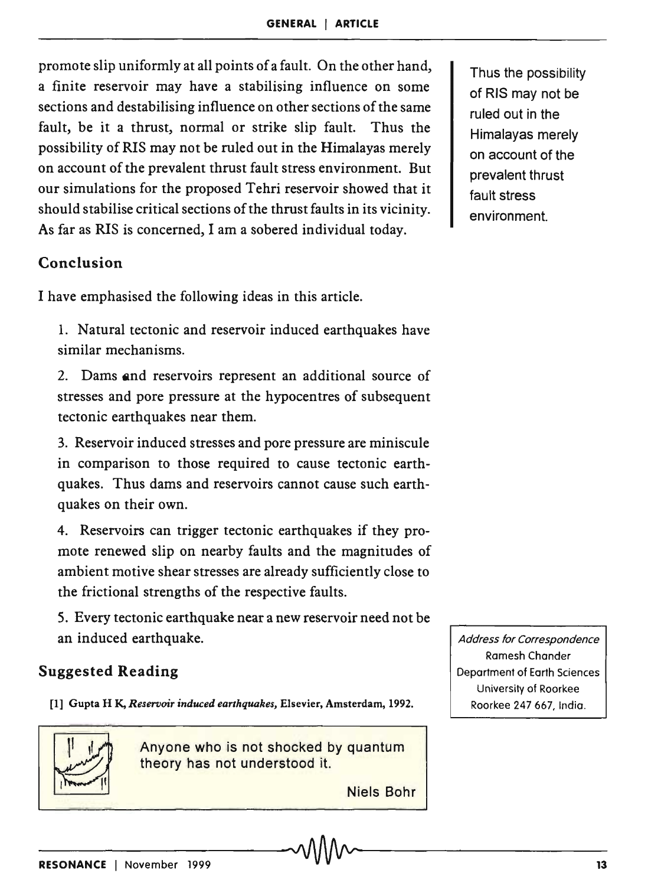promote slip uniformly at all points of a fault. On the other hand, a finite reservoir may have a stabilising influence on some sections and destabilising influence on other sections of the same fault, be it a thrust, normal or strike slip fault. Thus the possibility of RIS may not be ruled out in the Himalayas merely on account of the prevalent thrust fault stress environment. But our simulations for the proposed Tehri reservoir showed that it should stabilise critical sections of the thrust faults in its vicinity. As far as RIS is concerned, I am a sobered individual today.

Thus the possibility of RIS may not be ruled out in the Himalayas merely on account of the prevalent thrust fault stress environment.

## Conclusion

I have emphasised the following ideas in this article.

1. Natural tectonic and reservoir induced earthquakes have similar mechanisms.

2. Dams and reservoirs represent an additional source of stresses and pore pressure at the hypocentres of subsequent tectonic earthquakes near them.

3. Reservoir induced stresses and pore pressure are miniscule in comparison to those required to cause tectonic earthquakes. Thus dams and reservoirs cannot cause such earthquakes on their own.

4. Reservoirs can trigger tectonic earthquakes if they promote renewed slip on nearby faults and the magnitudes of ambient motive shear stresses are already sufficiently close to the frictional strengths of the respective faults.

5. Every tectonic earthquake near a new reservoir need not be an induced earthquake.

## Suggested Reading

[1] Gupta H K, *Reservoir induced earthquakes*, Elsevier, Amsterdam, 1992.

*Address for Correspondence*
Ramesh Chander
Department of Earth Sciences
University of Roorkee
Roorkee 247 667, India.

Anyone who is not shocked by quantum theory has not understood it.

Niels Bohr